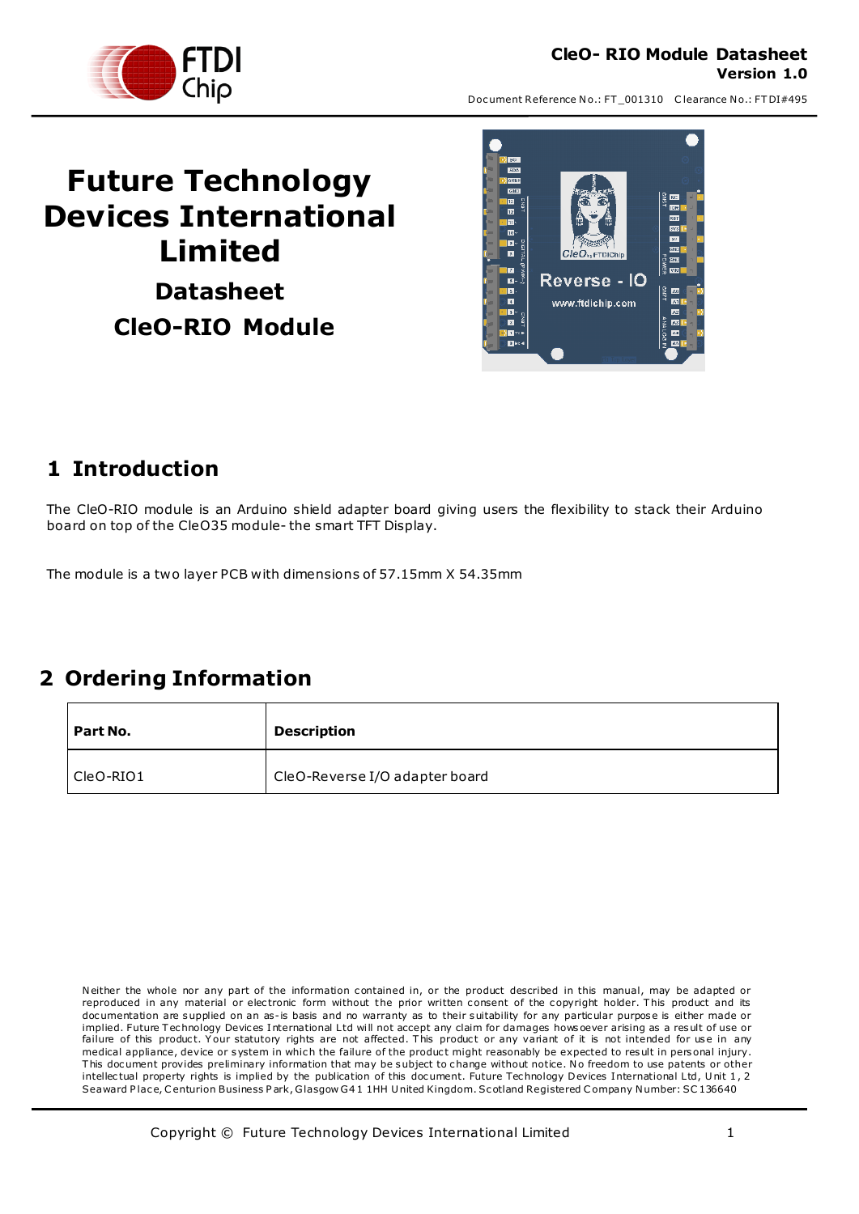# Future Technology Devices International Limited

## Datasheet

## CleO-RIO Module

# 1 Introduction

The CleO-RIO module is an Arduino shield adapter board giving users the flexibility to stack their Arduino board on top of the CleO35 module- the smart TFT Display.

The module is a two layer PCB with dimensions of 57.15mm X 54.35mm

# 2 Ordering Information

| Part No. | Description |
| --- | --- |
| CleO-RIO1 | CleO-Reverse I/O adapter board |

Neither the whole nor any part of the information contained in, or the product described in this manual, may be adapted or reproduced in any material or electronic form without the prior written consent of the copyright holder. This product and its documentation are supplied on an as-is basis and no warranty as to their suitability for any particular purpose is either made or implied. Future Technology Devices International Ltd will not accept any claim for damages howsoever arising as a result of use or failure of this product. Your statutory rights are not affected. This product or any variant of it is not intended for use in any medical appliance, device or system in which the failure of the product might reasonably be expected to result in personal injury. This document provides preliminary information that may be subject to change without notice. No freedom to use patents or other intellectual property rights is implied by the publication of this document. Future Technology Devices International Ltd, Unit 1, 2 Seaward Place, Centurion Business Park, Glasgow G41 1HH United Kingdom. Scotland Registered Company Number: SC136640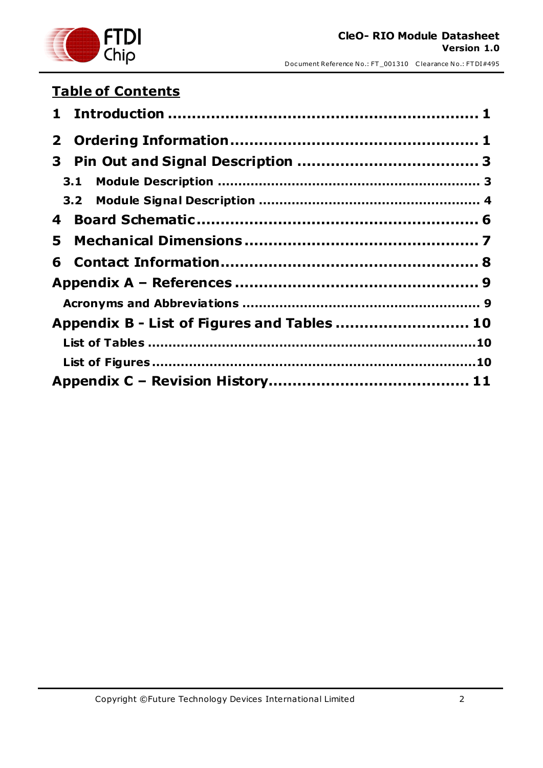## Table of Contents

**1 Introduction ............................................................... 1**

**2 Ordering Information ................................................... 1**

**3 Pin Out and Signal Description ..................................... 3**

**3.1 Module Description .............................................................. 3**

**3.2 Module Signal Description ..................................................... 4**

**4 Board Schematic ........................................................... 6**

**5 Mechanical Dimensions ................................................. 7**

**6 Contact Information ...................................................... 8**

**Appendix A – References .................................................. 9**

**Acronyms and Abbreviations ........................................................ 9**

**Appendix B - List of Figures and Tables ........................... 10**

**List of Tables ............................................................................. 10**

**List of Figures ............................................................................ 10**

**Appendix C – Revision History .......................................... 11**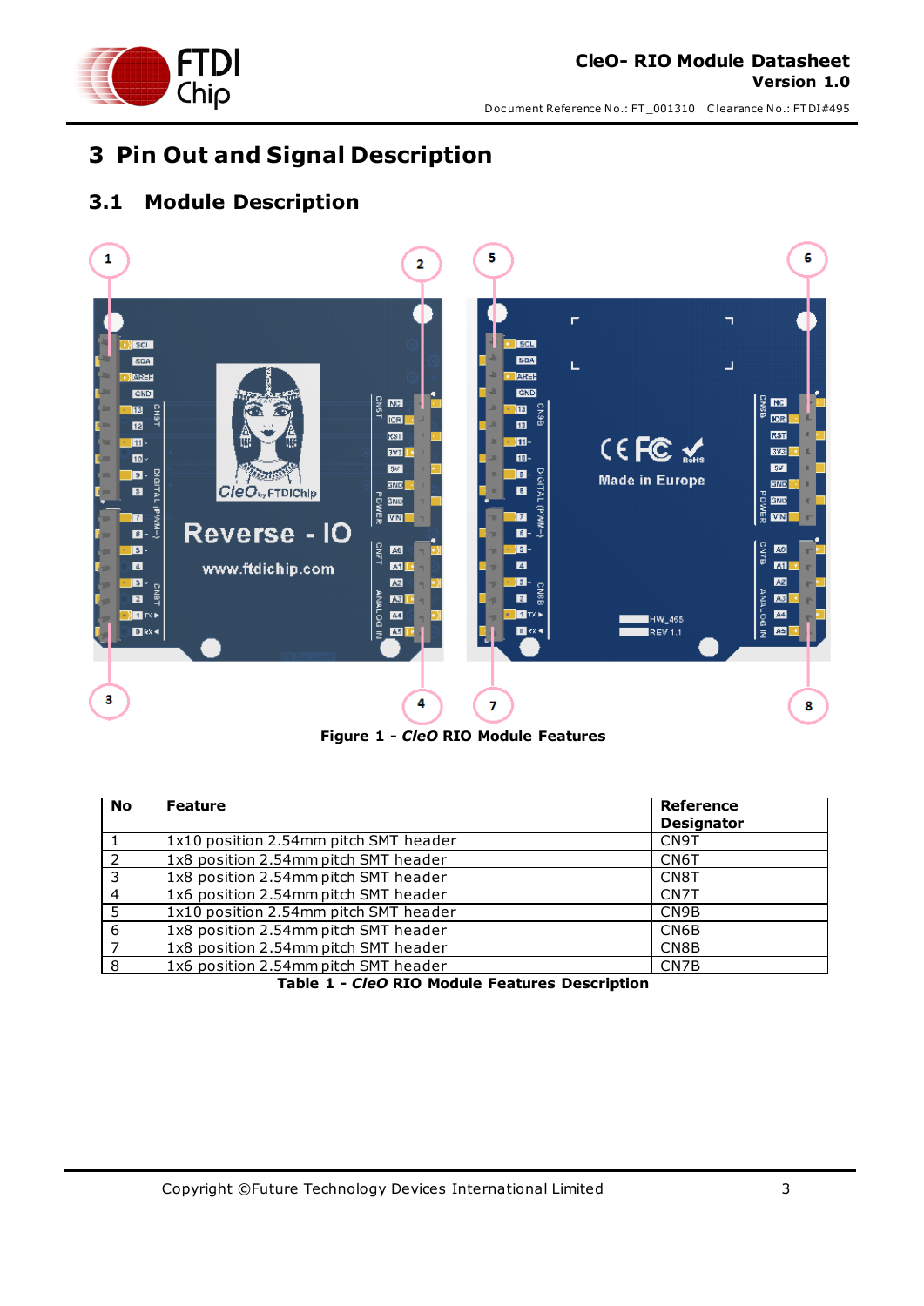# 3 Pin Out and Signal Description

## 3.1 Module Description

**Figure 1 - *CleO* RIO Module Features**

| No | Feature | Reference Designator |
|---|---|---|
| 1 | 1x10 position 2.54mm pitch SMT header | CN9T |
| 2 | 1x8 position 2.54mm pitch SMT header | CN6T |
| 3 | 1x8 position 2.54mm pitch SMT header | CN8T |
| 4 | 1x6 position 2.54mm pitch SMT header | CN7T |
| 5 | 1x10 position 2.54mm pitch SMT header | CN9B |
| 6 | 1x8 position 2.54mm pitch SMT header | CN6B |
| 7 | 1x8 position 2.54mm pitch SMT header | CN8B |
| 8 | 1x6 position 2.54mm pitch SMT header | CN7B |

**Table 1 - *CleO* RIO Module Features Description**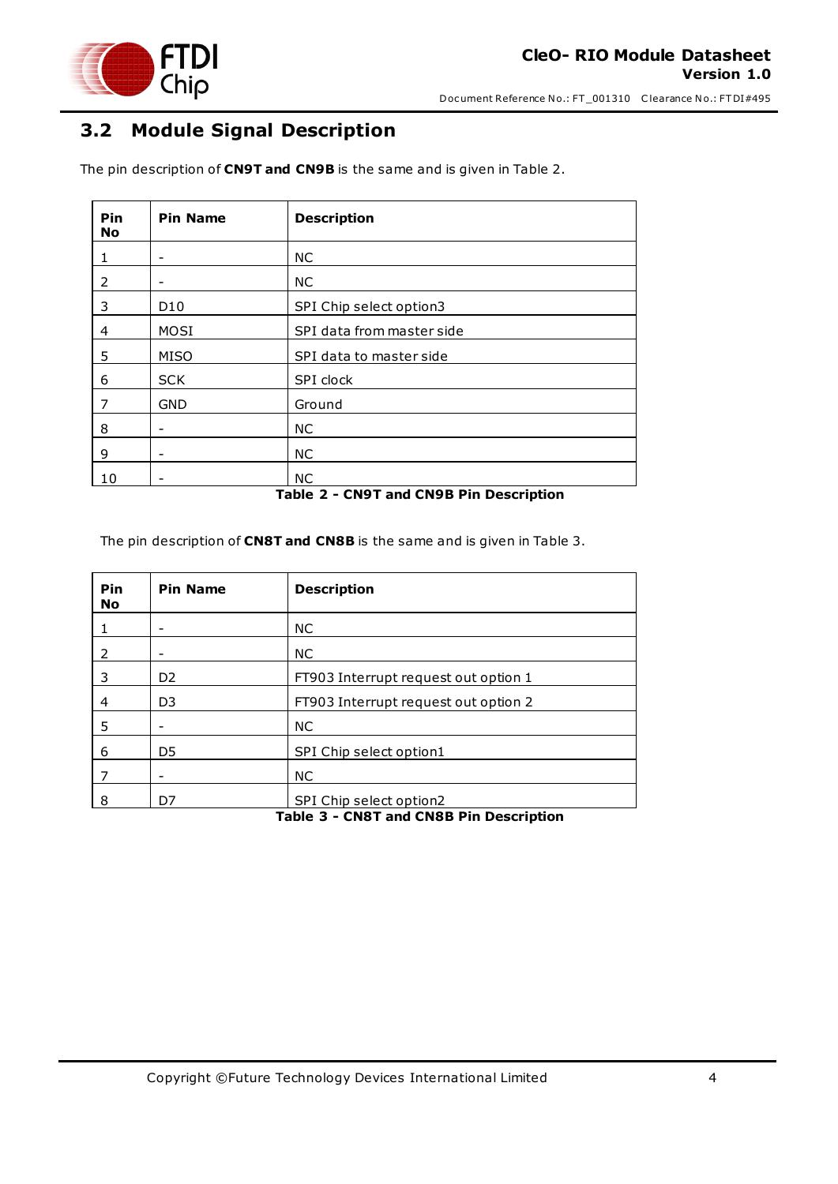## 3.2 Module Signal Description

The pin description of **CN9T and CN9B** is the same and is given in Table 2.

| Pin No | Pin Name | Description |
|---|---|---|
| 1 | - | NC |
| 2 | - | NC |
| 3 | D10 | SPI Chip select option3 |
| 4 | MOSI | SPI data from master side |
| 5 | MISO | SPI data to master side |
| 6 | SCK | SPI clock |
| 7 | GND | Ground |
| 8 | - | NC |
| 9 | - | NC |
| 10 | - | NC |

**Table 2 - CN9T and CN9B Pin Description**

The pin description of **CN8T and CN8B** is the same and is given in Table 3.

| Pin No | Pin Name | Description |
|---|---|---|
| 1 | - | NC |
| 2 | - | NC |
| 3 | D2 | FT903 Interrupt request out option 1 |
| 4 | D3 | FT903 Interrupt request out option 2 |
| 5 | - | NC |
| 6 | D5 | SPI Chip select option1 |
| 7 | - | NC |
| 8 | D7 | SPI Chip select option2 |

**Table 3 - CN8T and CN8B Pin Description**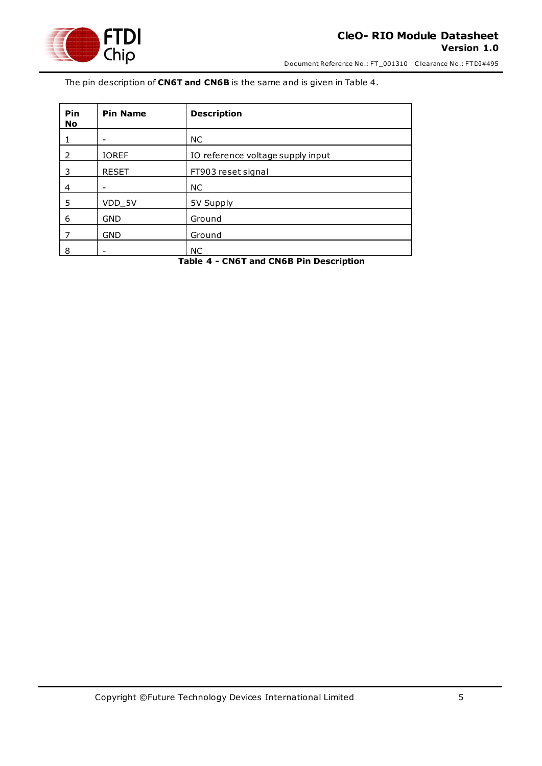The pin description of **CN6T and CN6B** is the same and is given in Table 4.

| Pin No | Pin Name | Description |
|---|---|---|
| 1 | - | NC |
| 2 | IOREF | IO reference voltage supply input |
| 3 | RESET | FT903 reset signal |
| 4 | - | NC |
| 5 | VDD_5V | 5V Supply |
| 6 | GND | Ground |
| 7 | GND | Ground |
| 8 | - | NC |

**Table 4 - CN6T and CN6B Pin Description**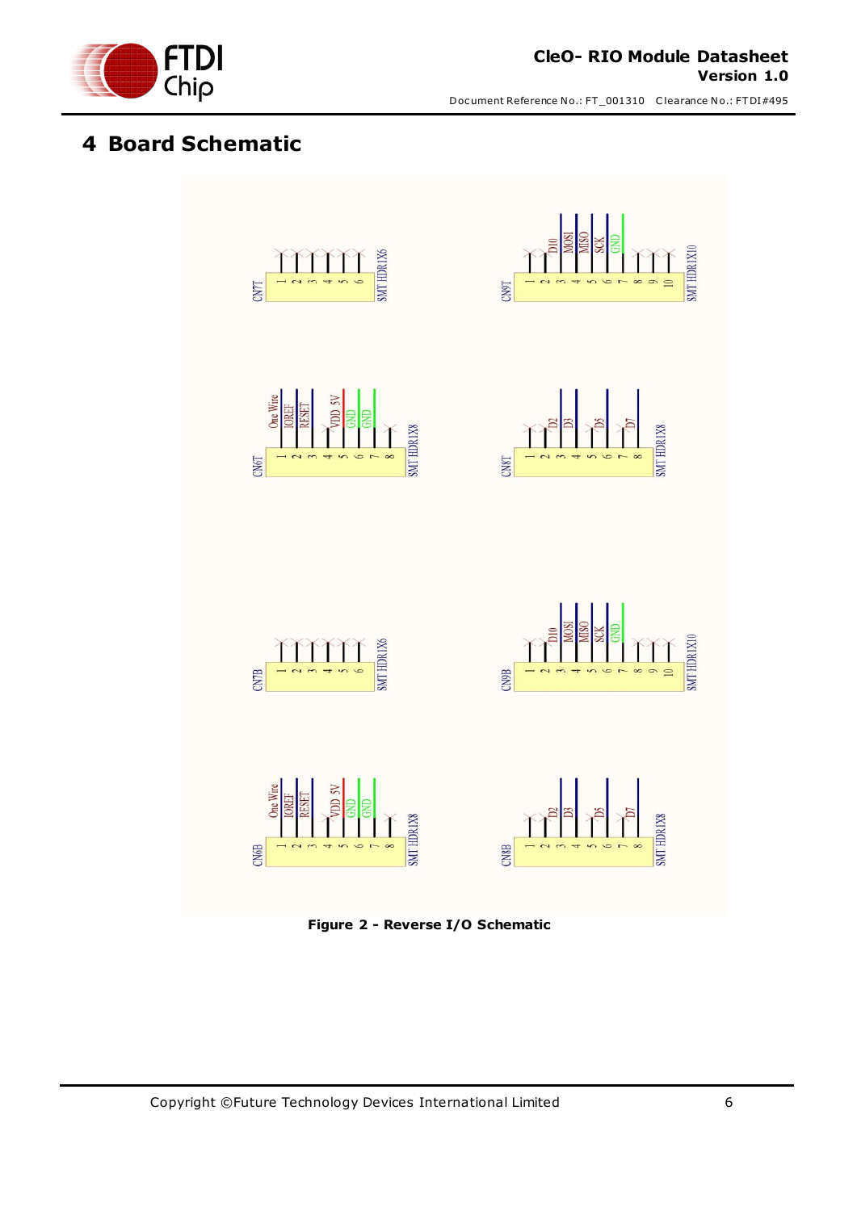# 4 Board Schematic

Figure 2 - Reverse I/O Schematic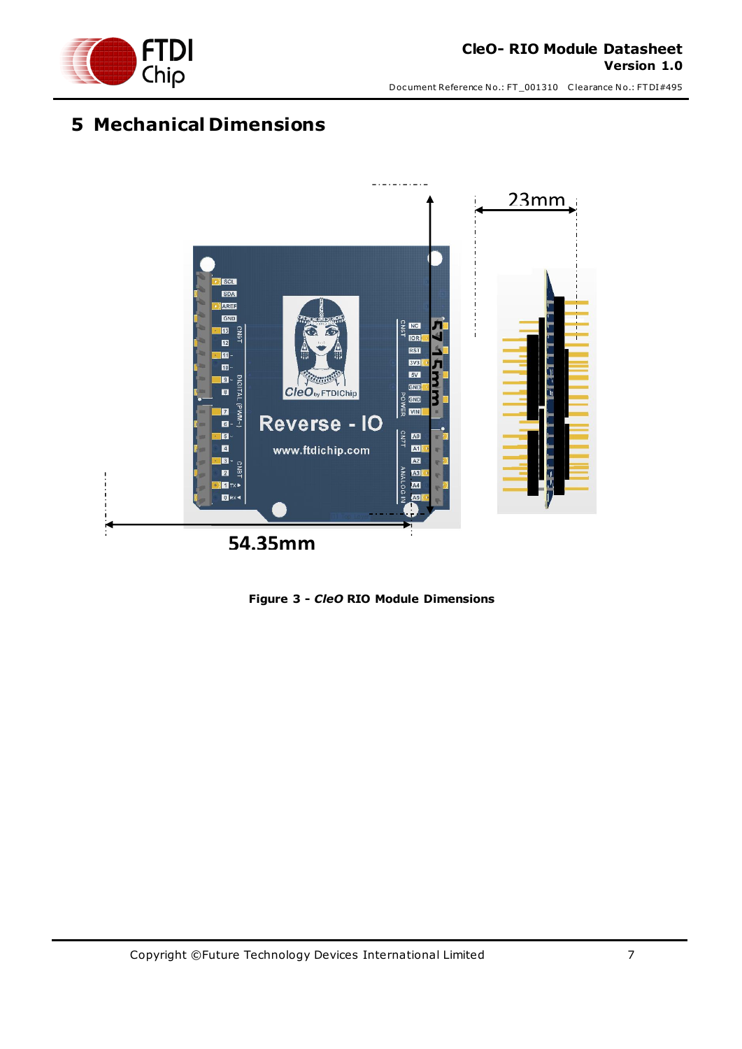# 5 Mechanical Dimensions

**Figure 3 - *CleO* RIO Module Dimensions**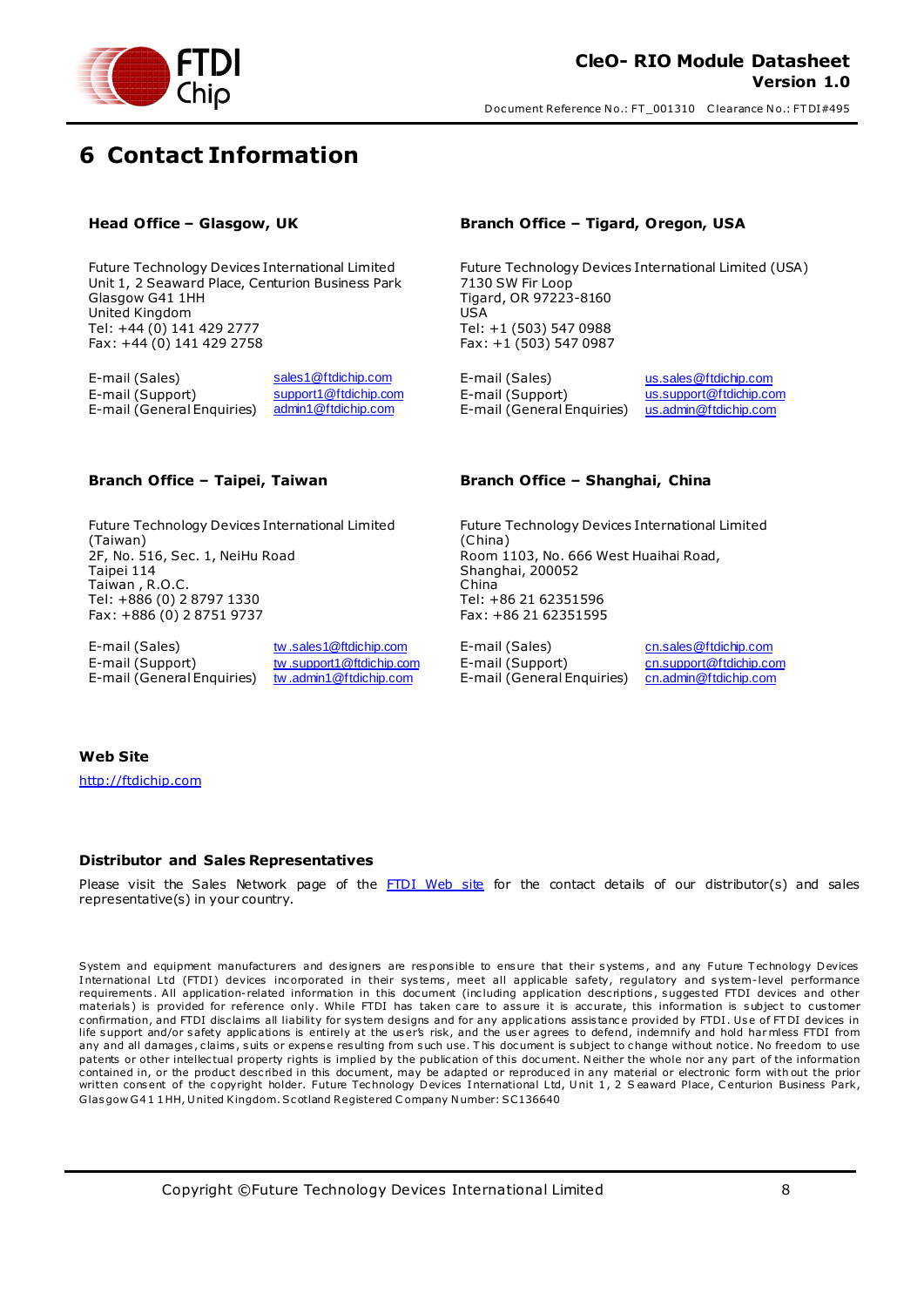# 6 Contact Information

**Head Office – Glasgow, UK**

Future Technology Devices International Limited
Unit 1, 2 Seaward Place, Centurion Business Park
Glasgow G41 1HH
United Kingdom
Tel: +44 (0) 141 429 2777
Fax: +44 (0) 141 429 2758

| | |
|---|---|
| E-mail (Sales) | sales1@ftdichip.com |
| E-mail (Support) | support1@ftdichip.com |
| E-mail (General Enquiries) | admin1@ftdichip.com |

**Branch Office – Tigard, Oregon, USA**

Future Technology Devices International Limited (USA)
7130 SW Fir Loop
Tigard, OR 97223-8160
USA
Tel: +1 (503) 547 0988
Fax: +1 (503) 547 0987

| | |
|---|---|
| E-mail (Sales) | us.sales@ftdichip.com |
| E-mail (Support) | us.support@ftdichip.com |
| E-mail (General Enquiries) | us.admin@ftdichip.com |

**Branch Office – Taipei, Taiwan**

Future Technology Devices International Limited (Taiwan)
2F, No. 516, Sec. 1, NeiHu Road
Taipei 114
Taiwan , R.O.C.
Tel: +886 (0) 2 8797 1330
Fax: +886 (0) 2 8751 9737

| | |
|---|---|
| E-mail (Sales) | tw.sales1@ftdichip.com |
| E-mail (Support) | tw.support1@ftdichip.com |
| E-mail (General Enquiries) | tw.admin1@ftdichip.com |

**Branch Office – Shanghai, China**

Future Technology Devices International Limited (China)
Room 1103, No. 666 West Huaihai Road,
Shanghai, 200052
China
Tel: +86 21 62351596
Fax: +86 21 62351595

| | |
|---|---|
| E-mail (Sales) | cn.sales@ftdichip.com |
| E-mail (Support) | cn.support@ftdichip.com |
| E-mail (General Enquiries) | cn.admin@ftdichip.com |

**Web Site**

http://ftdichip.com

**Distributor and Sales Representatives**

Please visit the Sales Network page of the FTDI Web site for the contact details of our distributor(s) and sales representative(s) in your country.

System and equipment manufacturers and designers are responsible to ensure that their systems, and any Future Technology Devices International Ltd (FTDI) devices incorporated in their systems, meet all applicable safety, regulatory and system-level performance requirements. All application-related information in this document (including application descriptions, suggested FTDI devices and other materials) is provided for reference only. While FTDI has taken care to assure it is accurate, this information is subject to customer confirmation, and FTDI disclaims all liability for system designs and for any applications assistance provided by FTDI. Use of FTDI devices in life support and/or safety applications is entirely at the user's risk, and the user agrees to defend, indemnify and hold harmless FTDI from any and all damages, claims, suits or expense resulting from such use. This document is subject to change without notice. No freedom to use patents or other intellectual property rights is implied by the publication of this document. Neither the whole nor any part of the information contained in, or the product described in this document, may be adapted or reproduced in any material or electronic form without the prior written consent of the copyright holder. Future Technology Devices International Ltd, Unit 1, 2 Seaward Place, Centurion Business Park, Glasgow G41 1HH, United Kingdom. Scotland Registered Company Number: SC136640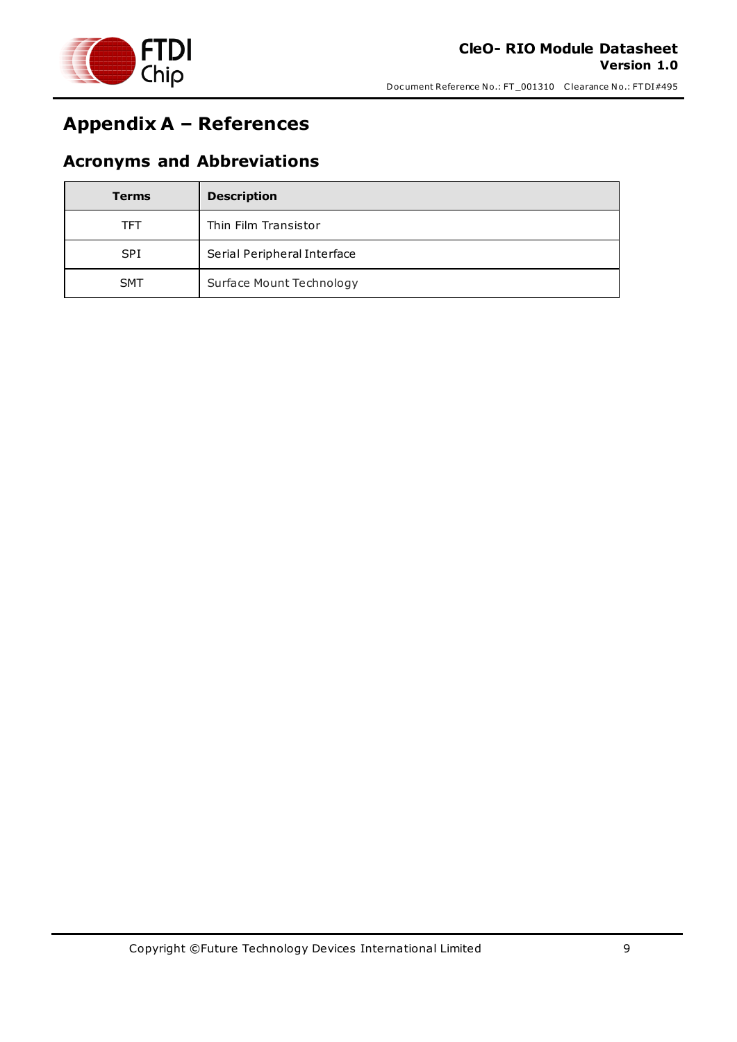# Appendix A – References

## Acronyms and Abbreviations

| Terms | Description |
| --- | --- |
| TFT | Thin Film Transistor |
| SPI | Serial Peripheral Interface |
| SMT | Surface Mount Technology |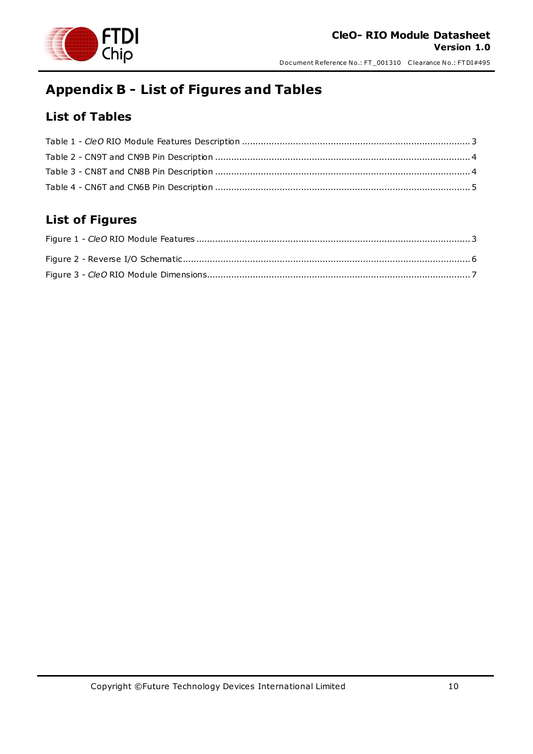# Appendix B - List of Figures and Tables

## List of Tables

Table 1 - *CleO* RIO Module Features Description .................................................................................... 3

Table 2 - CN9T and CN9B Pin Description .............................................................................................. 4

Table 3 - CN8T and CN8B Pin Description .............................................................................................. 4

Table 4 - CN6T and CN6B Pin Description .............................................................................................. 5

## List of Figures

Figure 1 - *CleO* RIO Module Features ..................................................................................................... 3

Figure 2 - Reverse I/O Schematic.......................................................................................................... 6

Figure 3 - *CleO* RIO Module Dimensions................................................................................................. 7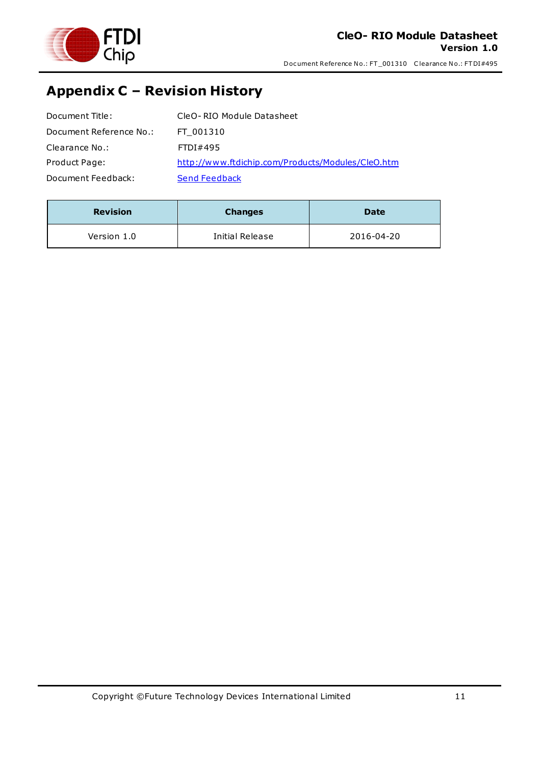# Appendix C – Revision History

Document Title: CleO- RIO Module Datasheet

Document Reference No.: FT_001310

Clearance No.: FTDI#495

Product Page: http://www.ftdichip.com/Products/Modules/CleO.htm

Document Feedback: Send Feedback

| Revision | Changes | Date |
|---|---|---|
| Version 1.0 | Initial Release | 2016-04-20 |